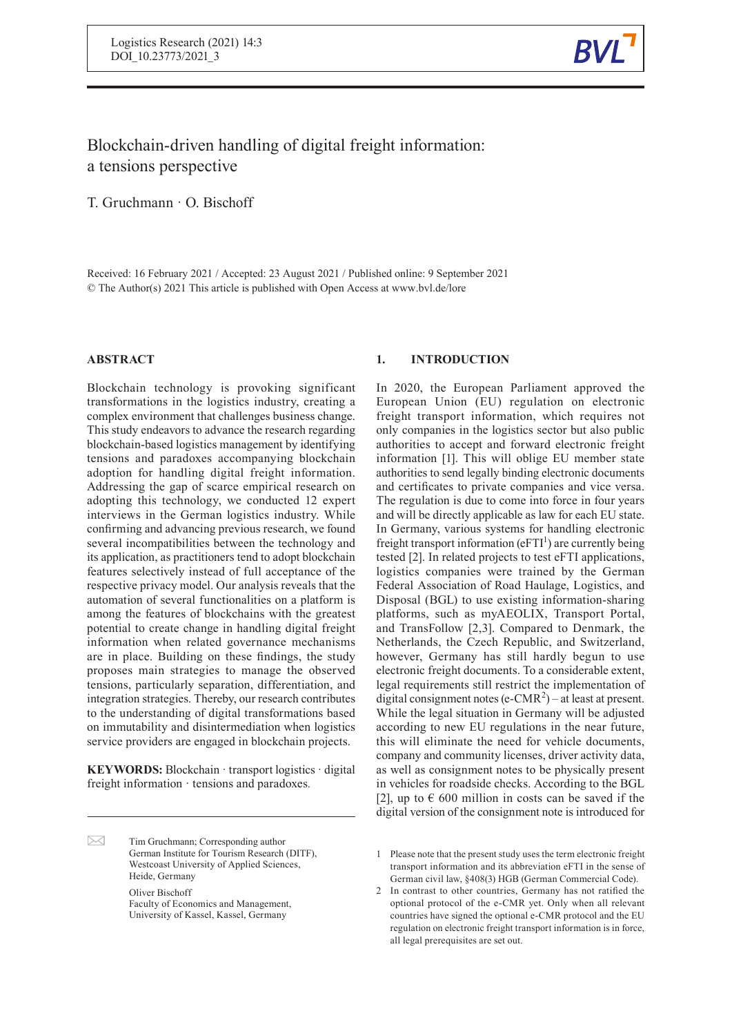# Blockchain-driven handling of digital freight information: a tensions perspective

T. Gruchmann · O. Bischoff

Received: 16 February 2021 / Accepted: 23 August 2021 / Published online: 9 September 2021
© The Author(s) 2021 This article is published with Open Access at www.bvl.de/lore

## ABSTRACT

Blockchain technology is provoking significant transformations in the logistics industry, creating a complex environment that challenges business change. This study endeavors to advance the research regarding blockchain-based logistics management by identifying tensions and paradoxes accompanying blockchain adoption for handling digital freight information. Addressing the gap of scarce empirical research on adopting this technology, we conducted 12 expert interviews in the German logistics industry. While confirming and advancing previous research, we found several incompatibilities between the technology and its application, as practitioners tend to adopt blockchain features selectively instead of full acceptance of the respective privacy model. Our analysis reveals that the automation of several functionalities on a platform is among the features of blockchains with the greatest potential to create change in handling digital freight information when related governance mechanisms are in place. Building on these findings, the study proposes main strategies to manage the observed tensions, particularly separation, differentiation, and integration strategies. Thereby, our research contributes to the understanding of digital transformations based on immutability and disintermediation when logistics service providers are engaged in blockchain projects.

**KEYWORDS:** Blockchain · transport logistics · digital freight information · tensions and paradoxes.

Tim Gruchmann; Corresponding author
German Institute for Tourism Research (DITF), Westcoast University of Applied Sciences, Heide, Germany

Oliver Bischoff
Faculty of Economics and Management, University of Kassel, Kassel, Germany

## 1. INTRODUCTION

In 2020, the European Parliament approved the European Union (EU) regulation on electronic freight transport information, which requires not only companies in the logistics sector but also public authorities to accept and forward electronic freight information [1]. This will oblige EU member state authorities to send legally binding electronic documents and certificates to private companies and vice versa. The regulation is due to come into force in four years and will be directly applicable as law for each EU state. In Germany, various systems for handling electronic freight transport information (eFTI[1]) are currently being tested [2]. In related projects to test eFTI applications, logistics companies were trained by the German Federal Association of Road Haulage, Logistics, and Disposal (BGL) to use existing information-sharing platforms, such as myAEOLIX, Transport Portal, and TransFollow [2,3]. Compared to Denmark, the Netherlands, the Czech Republic, and Switzerland, however, Germany has still hardly begun to use electronic freight documents. To a considerable extent, legal requirements still restrict the implementation of digital consignment notes (e-CMR[2]) – at least at present. While the legal situation in Germany will be adjusted according to new EU regulations in the near future, this will eliminate the need for vehicle documents, company and community licenses, driver activity data, as well as consignment notes to be physically present in vehicles for roadside checks. According to the BGL [2], up to € 600 million in costs can be saved if the digital version of the consignment note is introduced for

1 Please note that the present study uses the term electronic freight transport information and its abbreviation eFTI in the sense of German civil law, §408(3) HGB (German Commercial Code).

2 In contrast to other countries, Germany has not ratified the optional protocol of the e-CMR yet. Only when all relevant countries have signed the optional e-CMR protocol and the EU regulation on electronic freight transport information is in force, all legal prerequisites are set out.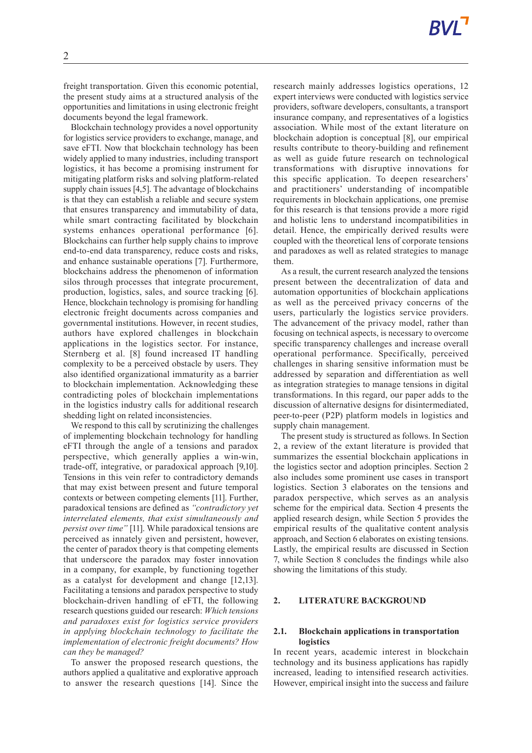freight transportation. Given this economic potential, the present study aims at a structured analysis of the opportunities and limitations in using electronic freight documents beyond the legal framework.

Blockchain technology provides a novel opportunity for logistics service providers to exchange, manage, and save eFTI. Now that blockchain technology has been widely applied to many industries, including transport logistics, it has become a promising instrument for mitigating platform risks and solving platform-related supply chain issues [4,5]. The advantage of blockchains is that they can establish a reliable and secure system that ensures transparency and immutability of data, while smart contracting facilitated by blockchain systems enhances operational performance [6]. Blockchains can further help supply chains to improve end-to-end data transparency, reduce costs and risks, and enhance sustainable operations [7]. Furthermore, blockchains address the phenomenon of information silos through processes that integrate procurement, production, logistics, sales, and source tracking [6]. Hence, blockchain technology is promising for handling electronic freight documents across companies and governmental institutions. However, in recent studies, authors have explored challenges in blockchain applications in the logistics sector. For instance, Sternberg et al. [8] found increased IT handling complexity to be a perceived obstacle by users. They also identified organizational immaturity as a barrier to blockchain implementation. Acknowledging these contradicting poles of blockchain implementations in the logistics industry calls for additional research shedding light on related inconsistencies.

We respond to this call by scrutinizing the challenges of implementing blockchain technology for handling eFTI through the angle of a tensions and paradox perspective, which generally applies a win-win, trade-off, integrative, or paradoxical approach [9,10]. Tensions in this vein refer to contradictory demands that may exist between present and future temporal contexts or between competing elements [11]. Further, paradoxical tensions are defined as *"contradictory yet interrelated elements, that exist simultaneously and persist over time"* [11]. While paradoxical tensions are perceived as innately given and persistent, however, the center of paradox theory is that competing elements that underscore the paradox may foster innovation in a company, for example, by functioning together as a catalyst for development and change [12,13]. Facilitating a tensions and paradox perspective to study blockchain-driven handling of eFTI, the following research questions guided our research: *Which tensions and paradoxes exist for logistics service providers in applying blockchain technology to facilitate the implementation of electronic freight documents? How can they be managed?*

To answer the proposed research questions, the authors applied a qualitative and explorative approach to answer the research questions [14]. Since the research mainly addresses logistics operations, 12 expert interviews were conducted with logistics service providers, software developers, consultants, a transport insurance company, and representatives of a logistics association. While most of the extant literature on blockchain adoption is conceptual [8], our empirical results contribute to theory-building and refinement as well as guide future research on technological transformations with disruptive innovations for this specific application. To deepen researchers' and practitioners' understanding of incompatible requirements in blockchain applications, one premise for this research is that tensions provide a more rigid and holistic lens to understand incompatibilities in detail. Hence, the empirically derived results were coupled with the theoretical lens of corporate tensions and paradoxes as well as related strategies to manage them.

As a result, the current research analyzed the tensions present between the decentralization of data and automation opportunities of blockchain applications as well as the perceived privacy concerns of the users, particularly the logistics service providers. The advancement of the privacy model, rather than focusing on technical aspects, is necessary to overcome specific transparency challenges and increase overall operational performance. Specifically, perceived challenges in sharing sensitive information must be addressed by separation and differentiation as well as integration strategies to manage tensions in digital transformations. In this regard, our paper adds to the discussion of alternative designs for disintermediated, peer-to-peer (P2P) platform models in logistics and supply chain management.

The present study is structured as follows. In Section 2, a review of the extant literature is provided that summarizes the essential blockchain applications in the logistics sector and adoption principles. Section 2 also includes some prominent use cases in transport logistics. Section 3 elaborates on the tensions and paradox perspective, which serves as an analysis scheme for the empirical data. Section 4 presents the applied research design, while Section 5 provides the empirical results of the qualitative content analysis approach, and Section 6 elaborates on existing tensions. Lastly, the empirical results are discussed in Section 7, while Section 8 concludes the findings while also showing the limitations of this study.

## 2. LITERATURE BACKGROUND

### 2.1. Blockchain applications in transportation logistics

In recent years, academic interest in blockchain technology and its business applications has rapidly increased, leading to intensified research activities. However, empirical insight into the success and failure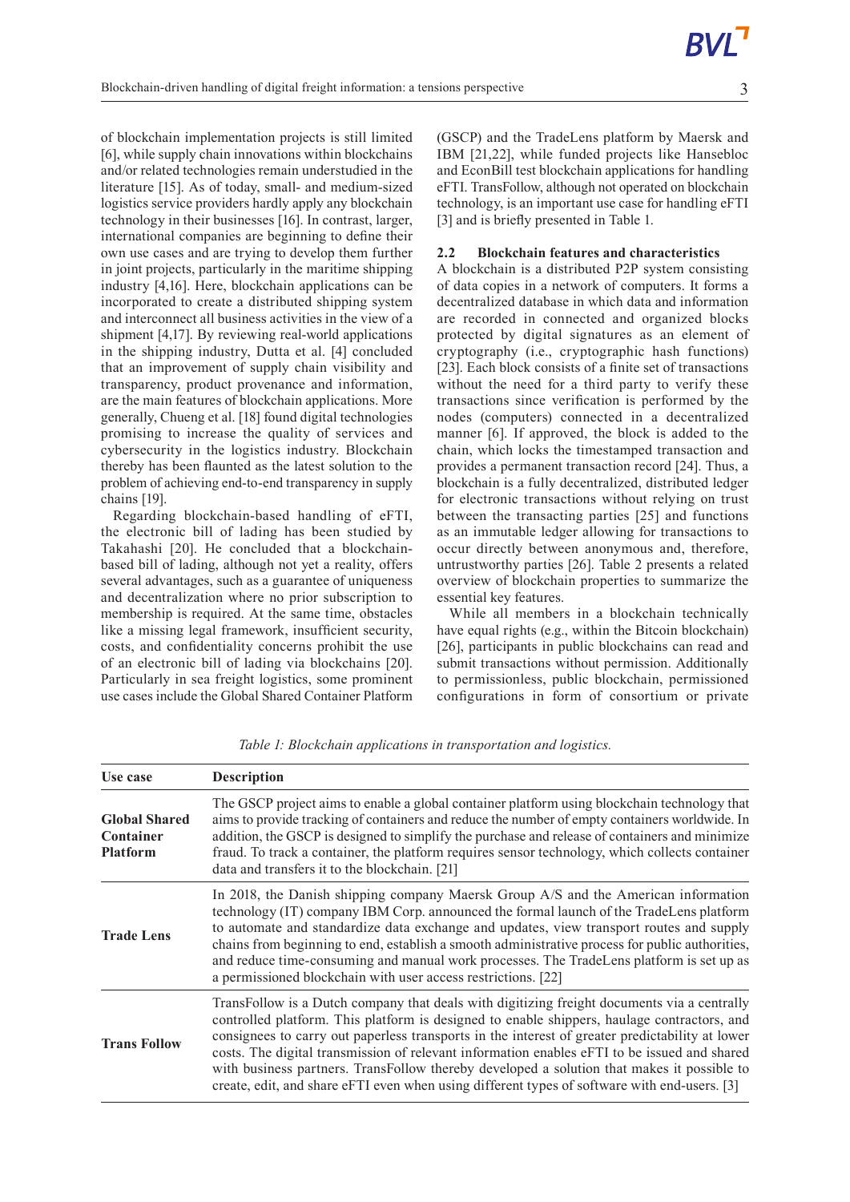of blockchain implementation projects is still limited [6], while supply chain innovations within blockchains and/or related technologies remain understudied in the literature [15]. As of today, small- and medium-sized logistics service providers hardly apply any blockchain technology in their businesses [16]. In contrast, larger, international companies are beginning to define their own use cases and are trying to develop them further in joint projects, particularly in the maritime shipping industry [4,16]. Here, blockchain applications can be incorporated to create a distributed shipping system and interconnect all business activities in the view of a shipment [4,17]. By reviewing real-world applications in the shipping industry, Dutta et al. [4] concluded that an improvement of supply chain visibility and transparency, product provenance and information, are the main features of blockchain applications. More generally, Chueng et al. [18] found digital technologies promising to increase the quality of services and cybersecurity in the logistics industry. Blockchain thereby has been flaunted as the latest solution to the problem of achieving end-to-end transparency in supply chains [19].

Regarding blockchain-based handling of eFTI, the electronic bill of lading has been studied by Takahashi [20]. He concluded that a blockchain-based bill of lading, although not yet a reality, offers several advantages, such as a guarantee of uniqueness and decentralization where no prior subscription to membership is required. At the same time, obstacles like a missing legal framework, insufficient security, costs, and confidentiality concerns prohibit the use of an electronic bill of lading via blockchains [20]. Particularly in sea freight logistics, some prominent use cases include the Global Shared Container Platform (GSCP) and the TradeLens platform by Maersk and IBM [21,22], while funded projects like Hansebloc and EconBill test blockchain applications for handling eFTI. TransFollow, although not operated on blockchain technology, is an important use case for handling eFTI [3] and is briefly presented in Table 1.

### 2.2 Blockchain features and characteristics

A blockchain is a distributed P2P system consisting of data copies in a network of computers. It forms a decentralized database in which data and information are recorded in connected and organized blocks protected by digital signatures as an element of cryptography (i.e., cryptographic hash functions) [23]. Each block consists of a finite set of transactions without the need for a third party to verify these transactions since verification is performed by the nodes (computers) connected in a decentralized manner [6]. If approved, the block is added to the chain, which locks the timestamped transaction and provides a permanent transaction record [24]. Thus, a blockchain is a fully decentralized, distributed ledger for electronic transactions without relying on trust between the transacting parties [25] and functions as an immutable ledger allowing for transactions to occur directly between anonymous and, therefore, untrustworthy parties [26]. Table 2 presents a related overview of blockchain properties to summarize the essential key features.

While all members in a blockchain technically have equal rights (e.g., within the Bitcoin blockchain) [26], participants in public blockchains can read and submit transactions without permission. Additionally to permissionless, public blockchain, permissioned configurations in form of consortium or private

*Table 1: Blockchain applications in transportation and logistics.*

| Use case | Description |
|---|---|
| **Global Shared Container Platform** | The GSCP project aims to enable a global container platform using blockchain technology that aims to provide tracking of containers and reduce the number of empty containers worldwide. In addition, the GSCP is designed to simplify the purchase and release of containers and minimize fraud. To track a container, the platform requires sensor technology, which collects container data and transfers it to the blockchain. [21] |
| **Trade Lens** | In 2018, the Danish shipping company Maersk Group A/S and the American information technology (IT) company IBM Corp. announced the formal launch of the TradeLens platform to automate and standardize data exchange and updates, view transport routes and supply chains from beginning to end, establish a smooth administrative process for public authorities, and reduce time-consuming and manual work processes. The TradeLens platform is set up as a permissioned blockchain with user access restrictions. [22] |
| **Trans Follow** | TransFollow is a Dutch company that deals with digitizing freight documents via a centrally controlled platform. This platform is designed to enable shippers, haulage contractors, and consignees to carry out paperless transports in the interest of greater predictability at lower costs. The digital transmission of relevant information enables eFTI to be issued and shared with business partners. TransFollow thereby developed a solution that makes it possible to create, edit, and share eFTI even when using different types of software with end-users. [3] |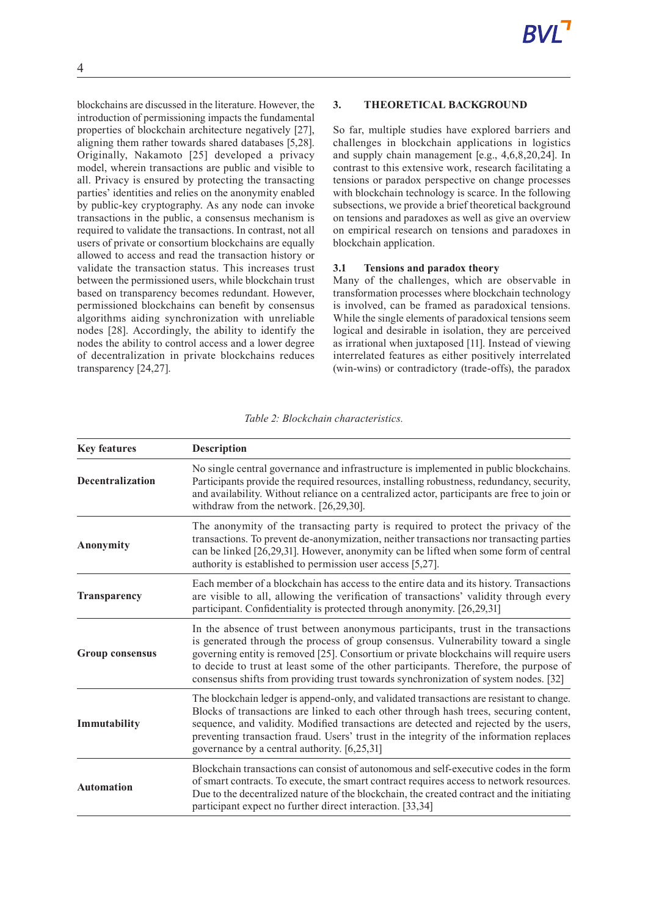blockchains are discussed in the literature. However, the introduction of permissioning impacts the fundamental properties of blockchain architecture negatively [27], aligning them rather towards shared databases [5,28]. Originally, Nakamoto [25] developed a privacy model, wherein transactions are public and visible to all. Privacy is ensured by protecting the transacting parties' identities and relies on the anonymity enabled by public-key cryptography. As any node can invoke transactions in the public, a consensus mechanism is required to validate the transactions. In contrast, not all users of private or consortium blockchains are equally allowed to access and read the transaction history or validate the transaction status. This increases trust between the permissioned users, while blockchain trust based on transparency becomes redundant. However, permissioned blockchains can benefit by consensus algorithms aiding synchronization with unreliable nodes [28]. Accordingly, the ability to identify the nodes the ability to control access and a lower degree of decentralization in private blockchains reduces transparency [24,27].

## 3. THEORETICAL BACKGROUND

So far, multiple studies have explored barriers and challenges in blockchain applications in logistics and supply chain management [e.g., 4,6,8,20,24]. In contrast to this extensive work, research facilitating a tensions or paradox perspective on change processes with blockchain technology is scarce. In the following subsections, we provide a brief theoretical background on tensions and paradoxes as well as give an overview on empirical research on tensions and paradoxes in blockchain application.

### 3.1 Tensions and paradox theory

Many of the challenges, which are observable in transformation processes where blockchain technology is involved, can be framed as paradoxical tensions. While the single elements of paradoxical tensions seem logical and desirable in isolation, they are perceived as irrational when juxtaposed [11]. Instead of viewing interrelated features as either positively interrelated (win-wins) or contradictory (trade-offs), the paradox

*Table 2: Blockchain characteristics.*

| Key features | Description |
|---|---|
| **Decentralization** | No single central governance and infrastructure is implemented in public blockchains. Participants provide the required resources, installing robustness, redundancy, security, and availability. Without reliance on a centralized actor, participants are free to join or withdraw from the network. [26,29,30]. |
| **Anonymity** | The anonymity of the transacting party is required to protect the privacy of the transactions. To prevent de-anonymization, neither transactions nor transacting parties can be linked [26,29,31]. However, anonymity can be lifted when some form of central authority is established to permission user access [5,27]. |
| **Transparency** | Each member of a blockchain has access to the entire data and its history. Transactions are visible to all, allowing the verification of transactions' validity through every participant. Confidentiality is protected through anonymity. [26,29,31] |
| **Group consensus** | In the absence of trust between anonymous participants, trust in the transactions is generated through the process of group consensus. Vulnerability toward a single governing entity is removed [25]. Consortium or private blockchains will require users to decide to trust at least some of the other participants. Therefore, the purpose of consensus shifts from providing trust towards synchronization of system nodes. [32] |
| **Immutability** | The blockchain ledger is append-only, and validated transactions are resistant to change. Blocks of transactions are linked to each other through hash trees, securing content, sequence, and validity. Modified transactions are detected and rejected by the users, preventing transaction fraud. Users' trust in the integrity of the information replaces governance by a central authority. [6,25,31] |
| **Automation** | Blockchain transactions can consist of autonomous and self-executive codes in the form of smart contracts. To execute, the smart contract requires access to network resources. Due to the decentralized nature of the blockchain, the created contract and the initiating participant expect no further direct interaction. [33,34] |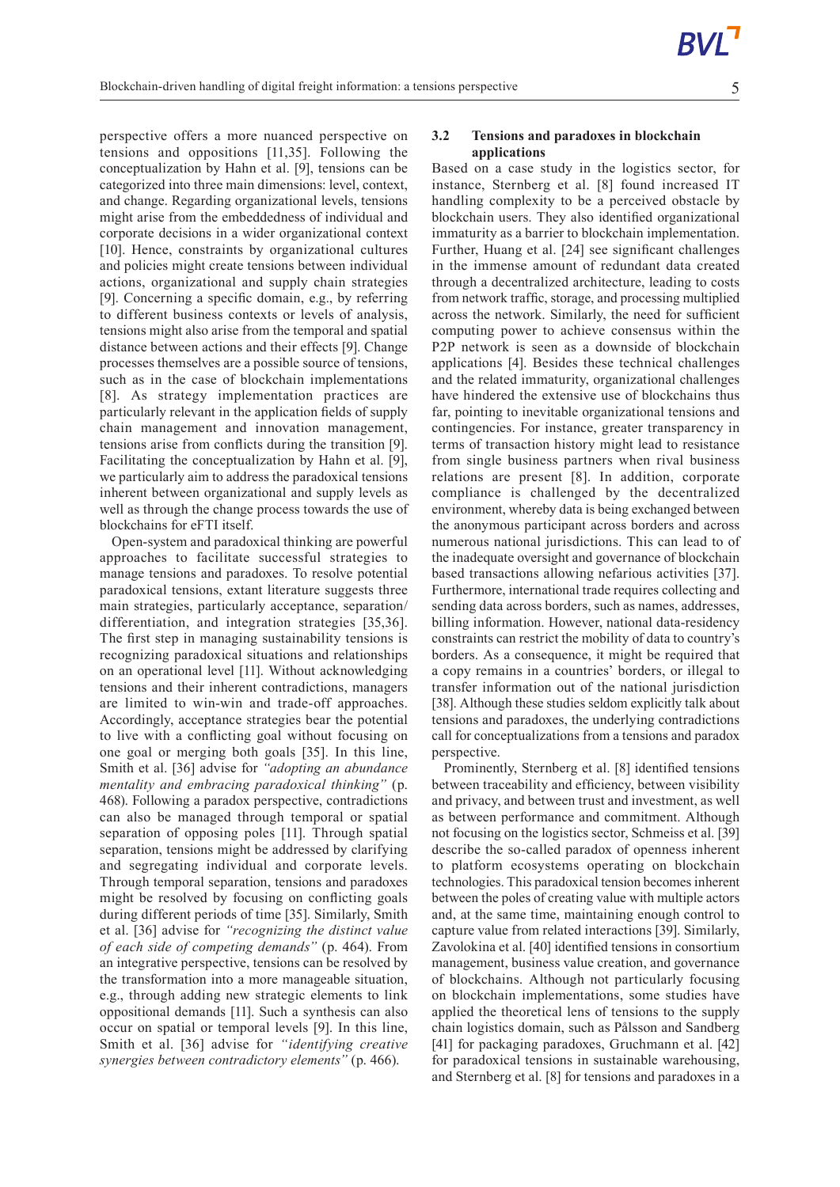perspective offers a more nuanced perspective on tensions and oppositions [11,35]. Following the conceptualization by Hahn et al. [9], tensions can be categorized into three main dimensions: level, context, and change. Regarding organizational levels, tensions might arise from the embeddedness of individual and corporate decisions in a wider organizational context [10]. Hence, constraints by organizational cultures and policies might create tensions between individual actions, organizational and supply chain strategies [9]. Concerning a specific domain, e.g., by referring to different business contexts or levels of analysis, tensions might also arise from the temporal and spatial distance between actions and their effects [9]. Change processes themselves are a possible source of tensions, such as in the case of blockchain implementations [8]. As strategy implementation practices are particularly relevant in the application fields of supply chain management and innovation management, tensions arise from conflicts during the transition [9]. Facilitating the conceptualization by Hahn et al. [9], we particularly aim to address the paradoxical tensions inherent between organizational and supply levels as well as through the change process towards the use of blockchains for eFTI itself.

Open-system and paradoxical thinking are powerful approaches to facilitate successful strategies to manage tensions and paradoxes. To resolve potential paradoxical tensions, extant literature suggests three main strategies, particularly acceptance, separation/differentiation, and integration strategies [35,36]. The first step in managing sustainability tensions is recognizing paradoxical situations and relationships on an operational level [11]. Without acknowledging tensions and their inherent contradictions, managers are limited to win-win and trade-off approaches. Accordingly, acceptance strategies bear the potential to live with a conflicting goal without focusing on one goal or merging both goals [35]. In this line, Smith et al. [36] advise for *"adopting an abundance mentality and embracing paradoxical thinking"* (p. 468). Following a paradox perspective, contradictions can also be managed through temporal or spatial separation of opposing poles [11]. Through spatial separation, tensions might be addressed by clarifying and segregating individual and corporate levels. Through temporal separation, tensions and paradoxes might be resolved by focusing on conflicting goals during different periods of time [35]. Similarly, Smith et al. [36] advise for *"recognizing the distinct value of each side of competing demands"* (p. 464). From an integrative perspective, tensions can be resolved by the transformation into a more manageable situation, e.g., through adding new strategic elements to link oppositional demands [11]. Such a synthesis can also occur on spatial or temporal levels [9]. In this line, Smith et al. [36] advise for *"identifying creative synergies between contradictory elements"* (p. 466).

### 3.2 Tensions and paradoxes in blockchain applications

Based on a case study in the logistics sector, for instance, Sternberg et al. [8] found increased IT handling complexity to be a perceived obstacle by blockchain users. They also identified organizational immaturity as a barrier to blockchain implementation. Further, Huang et al. [24] see significant challenges in the immense amount of redundant data created through a decentralized architecture, leading to costs from network traffic, storage, and processing multiplied across the network. Similarly, the need for sufficient computing power to achieve consensus within the P2P network is seen as a downside of blockchain applications [4]. Besides these technical challenges and the related immaturity, organizational challenges have hindered the extensive use of blockchains thus far, pointing to inevitable organizational tensions and contingencies. For instance, greater transparency in terms of transaction history might lead to resistance from single business partners when rival business relations are present [8]. In addition, corporate compliance is challenged by the decentralized environment, whereby data is being exchanged between the anonymous participant across borders and across numerous national jurisdictions. This can lead to of the inadequate oversight and governance of blockchain based transactions allowing nefarious activities [37]. Furthermore, international trade requires collecting and sending data across borders, such as names, addresses, billing information. However, national data-residency constraints can restrict the mobility of data to country's borders. As a consequence, it might be required that a copy remains in a countries' borders, or illegal to transfer information out of the national jurisdiction [38]. Although these studies seldom explicitly talk about tensions and paradoxes, the underlying contradictions call for conceptualizations from a tensions and paradox perspective.

Prominently, Sternberg et al. [8] identified tensions between traceability and efficiency, between visibility and privacy, and between trust and investment, as well as between performance and commitment. Although not focusing on the logistics sector, Schmeiss et al. [39] describe the so-called paradox of openness inherent to platform ecosystems operating on blockchain technologies. This paradoxical tension becomes inherent between the poles of creating value with multiple actors and, at the same time, maintaining enough control to capture value from related interactions [39]. Similarly, Zavolokina et al. [40] identified tensions in consortium management, business value creation, and governance of blockchains. Although not particularly focusing on blockchain implementations, some studies have applied the theoretical lens of tensions to the supply chain logistics domain, such as Pålsson and Sandberg [41] for packaging paradoxes, Gruchmann et al. [42] for paradoxical tensions in sustainable warehousing, and Sternberg et al. [8] for tensions and paradoxes in a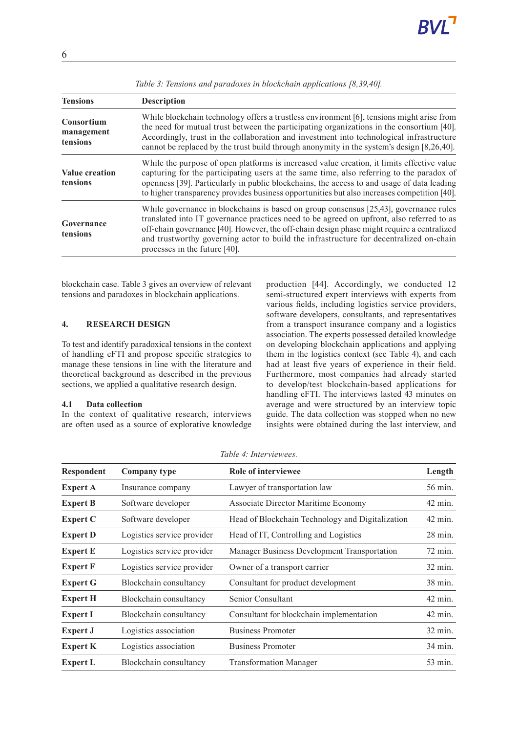Table 3: Tensions and paradoxes in blockchain applications [8,39,40].

| Tensions | Description |
| --- | --- |
| **Consortium management tensions** | While blockchain technology offers a trustless environment [6], tensions might arise from the need for mutual trust between the participating organizations in the consortium [40]. Accordingly, trust in the collaboration and investment into technological infrastructure cannot be replaced by the trust build through anonymity in the system's design [8,26,40]. |
| **Value creation tensions** | While the purpose of open platforms is increased value creation, it limits effective value capturing for the participating users at the same time, also referring to the paradox of openness [39]. Particularly in public blockchains, the access to and usage of data leading to higher transparency provides business opportunities but also increases competition [40]. |
| **Governance tensions** | While governance in blockchains is based on group consensus [25,43], governance rules translated into IT governance practices need to be agreed on upfront, also referred to as off-chain governance [40]. However, the off-chain design phase might require a centralized and trustworthy governing actor to build the infrastructure for decentralized on-chain processes in the future [40]. |

blockchain case. Table 3 gives an overview of relevant tensions and paradoxes in blockchain applications.

## 4. RESEARCH DESIGN

To test and identify paradoxical tensions in the context of handling eFTI and propose specific strategies to manage these tensions in line with the literature and theoretical background as described in the previous sections, we applied a qualitative research design.

### 4.1 Data collection

In the context of qualitative research, interviews are often used as a source of explorative knowledge production [44]. Accordingly, we conducted 12 semi-structured expert interviews with experts from various fields, including logistics service providers, software developers, consultants, and representatives from a transport insurance company and a logistics association. The experts possessed detailed knowledge on developing blockchain applications and applying them in the logistics context (see Table 4), and each had at least five years of experience in their field. Furthermore, most companies had already started to develop/test blockchain-based applications for handling eFTI. The interviews lasted 43 minutes on average and were structured by an interview topic guide. The data collection was stopped when no new insights were obtained during the last interview, and

Table 4: Interviewees.

| Respondent | Company type | Role of interviewee | Length |
| --- | --- | --- | --- |
| **Expert A** | Insurance company | Lawyer of transportation law | 56 min. |
| **Expert B** | Software developer | Associate Director Maritime Economy | 42 min. |
| **Expert C** | Software developer | Head of Blockchain Technology and Digitalization | 42 min. |
| **Expert D** | Logistics service provider | Head of IT, Controlling and Logistics | 28 min. |
| **Expert E** | Logistics service provider | Manager Business Development Transportation | 72 min. |
| **Expert F** | Logistics service provider | Owner of a transport carrier | 32 min. |
| **Expert G** | Blockchain consultancy | Consultant for product development | 38 min. |
| **Expert H** | Blockchain consultancy | Senior Consultant | 42 min. |
| **Expert I** | Blockchain consultancy | Consultant for blockchain implementation | 42 min. |
| **Expert J** | Logistics association | Business Promoter | 32 min. |
| **Expert K** | Logistics association | Business Promoter | 34 min. |
| **Expert L** | Blockchain consultancy | Transformation Manager | 53 min. |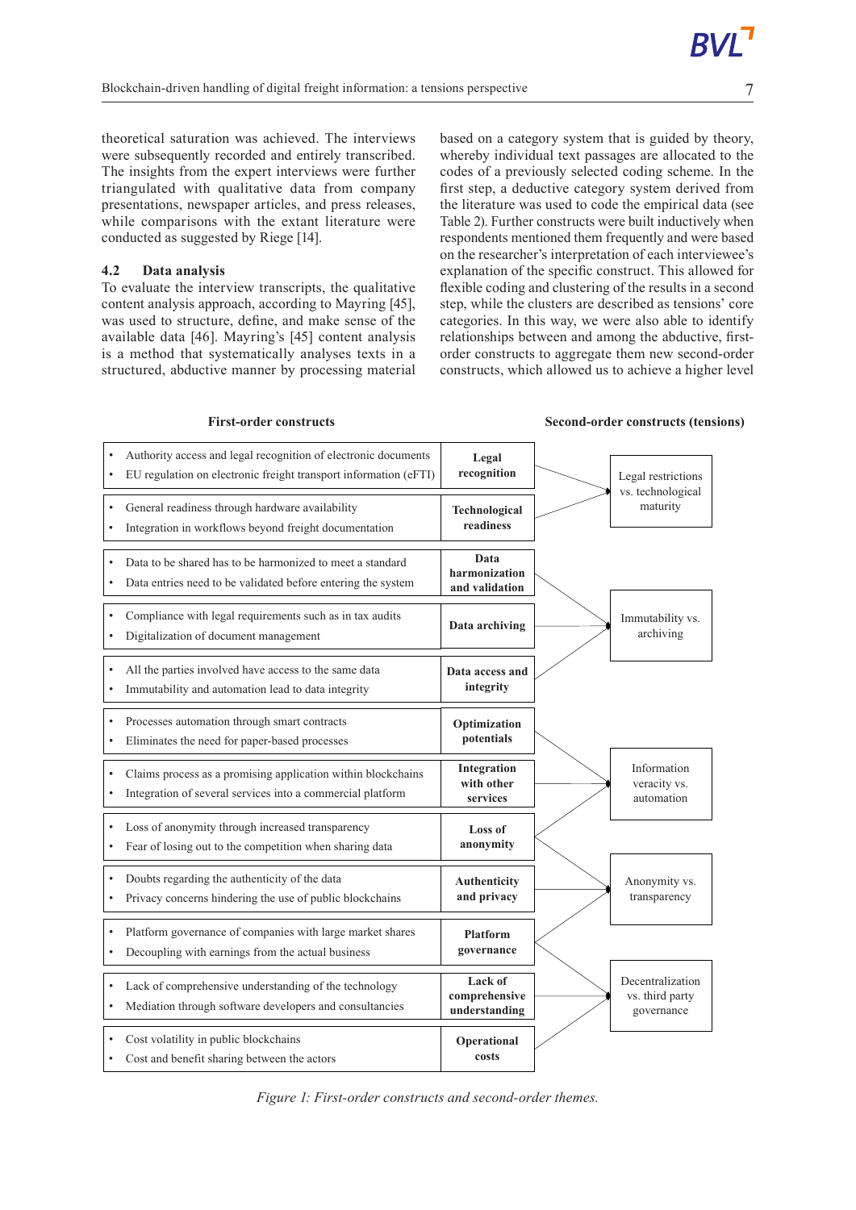theoretical saturation was achieved. The interviews were subsequently recorded and entirely transcribed. The insights from the expert interviews were further triangulated with qualitative data from company presentations, newspaper articles, and press releases, while comparisons with the extant literature were conducted as suggested by Riege [14].

### 4.2 Data analysis

To evaluate the interview transcripts, the qualitative content analysis approach, according to Mayring [45], was used to structure, define, and make sense of the available data [46]. Mayring's [45] content analysis is a method that systematically analyses texts in a structured, abductive manner by processing material based on a category system that is guided by theory, whereby individual text passages are allocated to the codes of a previously selected coding scheme. In the first step, a deductive category system derived from the literature was used to code the empirical data (see Table 2). Further constructs were built inductively when respondents mentioned them frequently and were based on the researcher's interpretation of each interviewee's explanation of the specific construct. This allowed for flexible coding and clustering of the results in a second step, while the clusters are described as tensions' core categories. In this way, we were also able to identify relationships between and among the abductive, first-order constructs to aggregate them new second-order constructs, which allowed us to achieve a higher level

| First-order constructs | | Second-order constructs (tensions) |
|---|---|---|
| • Authority access and legal recognition of electronic documents<br>• EU regulation on electronic freight transport information (eFTI) | **Legal recognition** | Legal restrictions vs. technological maturity |
| • General readiness through hardware availability<br>• Integration in workflows beyond freight documentation | **Technological readiness** | Legal restrictions vs. technological maturity |
| • Data to be shared has to be harmonized to meet a standard<br>• Data entries need to be validated before entering the system | **Data harmonization and validation** | Immutability vs. archiving |
| • Compliance with legal requirements such as in tax audits<br>• Digitalization of document management | **Data archiving** | Immutability vs. archiving |
| • All the parties involved have access to the same data<br>• Immutability and automation lead to data integrity | **Data access and integrity** | Immutability vs. archiving |
| • Processes automation through smart contracts<br>• Eliminates the need for paper-based processes | **Optimization potentials** | Information veracity vs. automation |
| • Claims process as a promising application within blockchains<br>• Integration of several services into a commercial platform | **Integration with other services** | Information veracity vs. automation |
| • Loss of anonymity through increased transparency<br>• Fear of losing out to the competition when sharing data | **Loss of anonymity** | Information veracity vs. automation; Anonymity vs. transparency |
| • Doubts regarding the authenticity of the data<br>• Privacy concerns hindering the use of public blockchains | **Authenticity and privacy** | Anonymity vs. transparency |
| • Platform governance of companies with large market shares<br>• Decoupling with earnings from the actual business | **Platform governance** | Anonymity vs. transparency; Decentralization vs. third party governance |
| • Lack of comprehensive understanding of the technology<br>• Mediation through software developers and consultancies | **Lack of comprehensive understanding** | Decentralization vs. third party governance |
| • Cost volatility in public blockchains<br>• Cost and benefit sharing between the actors | **Operational costs** | Decentralization vs. third party governance |

*Figure 1: First-order constructs and second-order themes.*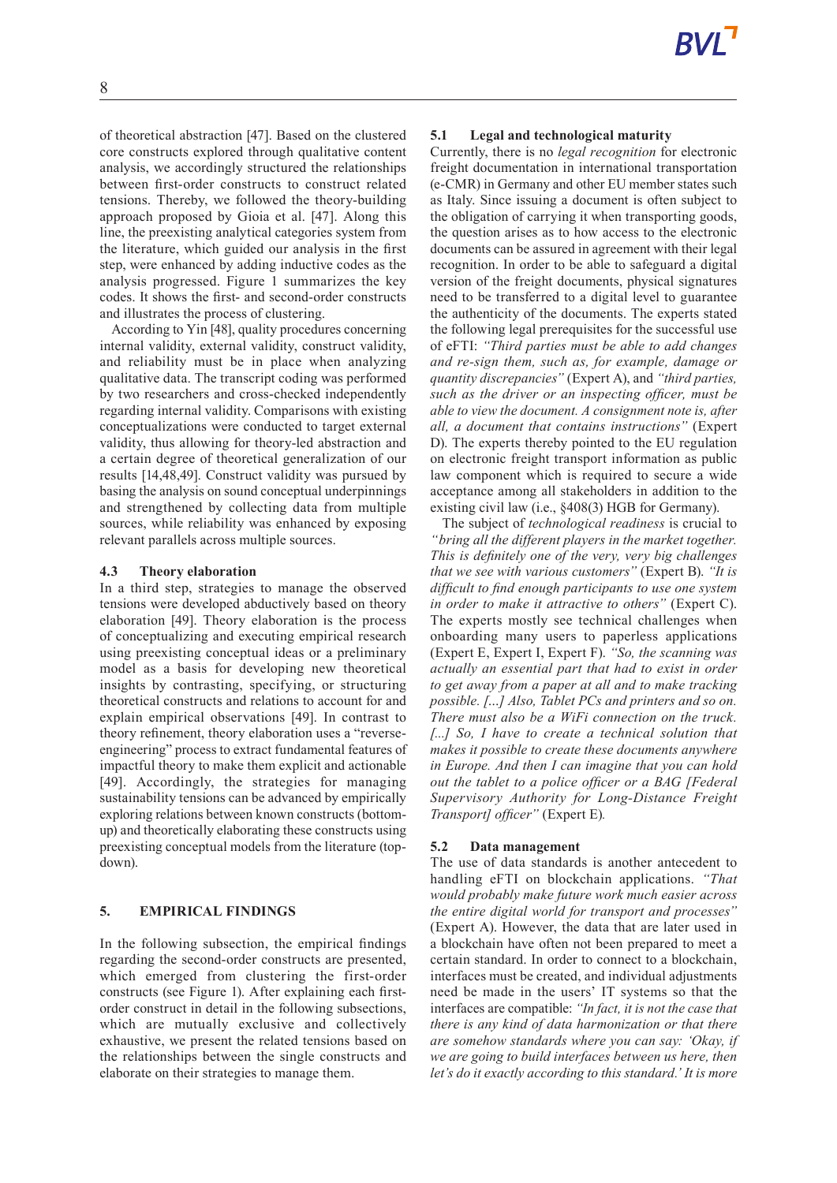of theoretical abstraction [47]. Based on the clustered core constructs explored through qualitative content analysis, we accordingly structured the relationships between first-order constructs to construct related tensions. Thereby, we followed the theory-building approach proposed by Gioia et al. [47]. Along this line, the preexisting analytical categories system from the literature, which guided our analysis in the first step, were enhanced by adding inductive codes as the analysis progressed. Figure 1 summarizes the key codes. It shows the first- and second-order constructs and illustrates the process of clustering.

According to Yin [48], quality procedures concerning internal validity, external validity, construct validity, and reliability must be in place when analyzing qualitative data. The transcript coding was performed by two researchers and cross-checked independently regarding internal validity. Comparisons with existing conceptualizations were conducted to target external validity, thus allowing for theory-led abstraction and a certain degree of theoretical generalization of our results [14,48,49]. Construct validity was pursued by basing the analysis on sound conceptual underpinnings and strengthened by collecting data from multiple sources, while reliability was enhanced by exposing relevant parallels across multiple sources.

### 4.3 Theory elaboration

In a third step, strategies to manage the observed tensions were developed abductively based on theory elaboration [49]. Theory elaboration is the process of conceptualizing and executing empirical research using preexisting conceptual ideas or a preliminary model as a basis for developing new theoretical insights by contrasting, specifying, or structuring theoretical constructs and relations to account for and explain empirical observations [49]. In contrast to theory refinement, theory elaboration uses a "reverse-engineering" process to extract fundamental features of impactful theory to make them explicit and actionable [49]. Accordingly, the strategies for managing sustainability tensions can be advanced by empirically exploring relations between known constructs (bottom-up) and theoretically elaborating these constructs using preexisting conceptual models from the literature (top-down).

## 5. EMPIRICAL FINDINGS

In the following subsection, the empirical findings regarding the second-order constructs are presented, which emerged from clustering the first-order constructs (see Figure 1). After explaining each first-order construct in detail in the following subsections, which are mutually exclusive and collectively exhaustive, we present the related tensions based on the relationships between the single constructs and elaborate on their strategies to manage them.

### 5.1 Legal and technological maturity

Currently, there is no *legal recognition* for electronic freight documentation in international transportation (e-CMR) in Germany and other EU member states such as Italy. Since issuing a document is often subject to the obligation of carrying it when transporting goods, the question arises as to how access to the electronic documents can be assured in agreement with their legal recognition. In order to be able to safeguard a digital version of the freight documents, physical signatures need to be transferred to a digital level to guarantee the authenticity of the documents. The experts stated the following legal prerequisites for the successful use of eFTI: *"Third parties must be able to add changes and re-sign them, such as, for example, damage or quantity discrepancies"* (Expert A), and *"third parties, such as the driver or an inspecting officer, must be able to view the document. A consignment note is, after all, a document that contains instructions"* (Expert D). The experts thereby pointed to the EU regulation on electronic freight transport information as public law component which is required to secure a wide acceptance among all stakeholders in addition to the existing civil law (i.e., §408(3) HGB for Germany).

The subject of *technological readiness* is crucial to *"bring all the different players in the market together. This is definitely one of the very, very big challenges that we see with various customers"* (Expert B). *"It is difficult to find enough participants to use one system in order to make it attractive to others"* (Expert C). The experts mostly see technical challenges when onboarding many users to paperless applications (Expert E, Expert I, Expert F). *"So, the scanning was actually an essential part that had to exist in order to get away from a paper at all and to make tracking possible. [...] Also, Tablet PCs and printers and so on. There must also be a WiFi connection on the truck. [...] So, I have to create a technical solution that makes it possible to create these documents anywhere in Europe. And then I can imagine that you can hold out the tablet to a police officer or a BAG [Federal Supervisory Authority for Long-Distance Freight Transport] officer"* (Expert E).

### 5.2 Data management

The use of data standards is another antecedent to handling eFTI on blockchain applications. *"That would probably make future work much easier across the entire digital world for transport and processes"* (Expert A). However, the data that are later used in a blockchain have often not been prepared to meet a certain standard. In order to connect to a blockchain, interfaces must be created, and individual adjustments need be made in the users' IT systems so that the interfaces are compatible: *"In fact, it is not the case that there is any kind of data harmonization or that there are somehow standards where you can say: 'Okay, if we are going to build interfaces between us here, then let's do it exactly according to this standard.' It is more*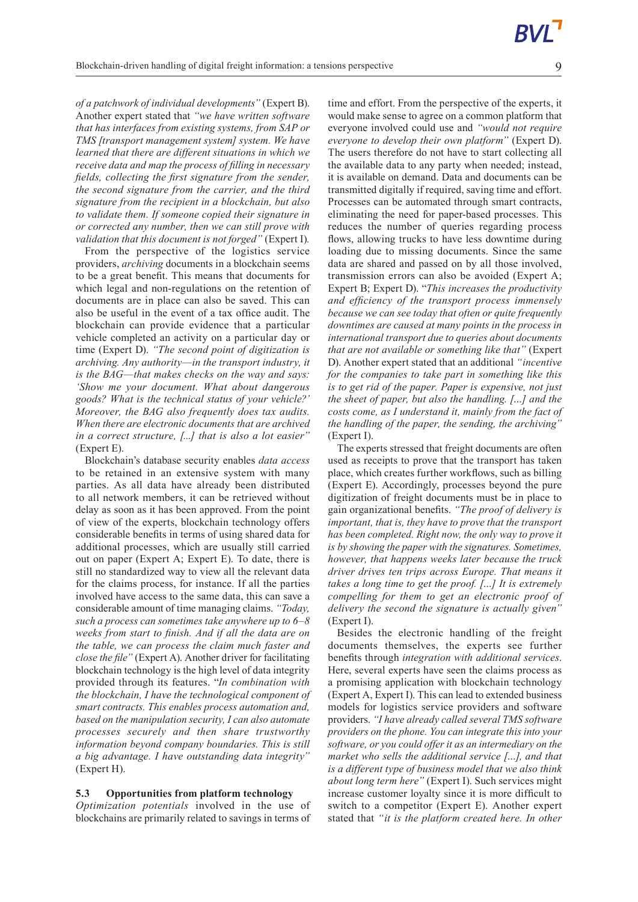*of a patchwork of individual developments"* (Expert B). Another expert stated that *"we have written software that has interfaces from existing systems, from SAP or TMS [transport management system] system. We have learned that there are different situations in which we receive data and map the process of filling in necessary fields, collecting the first signature from the sender, the second signature from the carrier, and the third signature from the recipient in a blockchain, but also to validate them. If someone copied their signature in or corrected any number, then we can still prove with validation that this document is not forged"* (Expert I).

From the perspective of the logistics service providers, *archiving* documents in a blockchain seems to be a great benefit. This means that documents for which legal and non-regulations on the retention of documents are in place can also be saved. This can also be useful in the event of a tax office audit. The blockchain can provide evidence that a particular vehicle completed an activity on a particular day or time (Expert D). *"The second point of digitization is archiving. Any authority—in the transport industry, it is the BAG—that makes checks on the way and says: 'Show me your document. What about dangerous goods? What is the technical status of your vehicle?' Moreover, the BAG also frequently does tax audits. When there are electronic documents that are archived in a correct structure, [...] that is also a lot easier"* (Expert E).

Blockchain's database security enables *data access* to be retained in an extensive system with many parties. As all data have already been distributed to all network members, it can be retrieved without delay as soon as it has been approved. From the point of view of the experts, blockchain technology offers considerable benefits in terms of using shared data for additional processes, which are usually still carried out on paper (Expert A; Expert E). To date, there is still no standardized way to view all the relevant data for the claims process, for instance. If all the parties involved have access to the same data, this can save a considerable amount of time managing claims. *"Today, such a process can sometimes take anywhere up to 6–8 weeks from start to finish. And if all the data are on the table, we can process the claim much faster and close the file"* (Expert A). Another driver for facilitating blockchain technology is the high level of data integrity provided through its features. "*In combination with the blockchain, I have the technological component of smart contracts. This enables process automation and, based on the manipulation security, I can also automate processes securely and then share trustworthy information beyond company boundaries. This is still a big advantage. I have outstanding data integrity"* (Expert H).

### 5.3 Opportunities from platform technology

*Optimization potentials* involved in the use of blockchains are primarily related to savings in terms of time and effort. From the perspective of the experts, it would make sense to agree on a common platform that everyone involved could use and *"would not require everyone to develop their own platform"* (Expert D). The users therefore do not have to start collecting all the available data to any party when needed; instead, it is available on demand. Data and documents can be transmitted digitally if required, saving time and effort. Processes can be automated through smart contracts, eliminating the need for paper-based processes. This reduces the number of queries regarding process flows, allowing trucks to have less downtime during loading due to missing documents. Since the same data are shared and passed on by all those involved, transmission errors can also be avoided (Expert A; Expert B; Expert D). "*This increases the productivity and efficiency of the transport process immensely because we can see today that often or quite frequently downtimes are caused at many points in the process in international transport due to queries about documents that are not available or something like that"* (Expert D). Another expert stated that an additional *"incentive for the companies to take part in something like this is to get rid of the paper. Paper is expensive, not just the sheet of paper, but also the handling. [...] and the costs come, as I understand it, mainly from the fact of the handling of the paper, the sending, the archiving"* (Expert I).

The experts stressed that freight documents are often used as receipts to prove that the transport has taken place, which creates further workflows, such as billing (Expert E). Accordingly, processes beyond the pure digitization of freight documents must be in place to gain organizational benefits. *"The proof of delivery is important, that is, they have to prove that the transport has been completed. Right now, the only way to prove it is by showing the paper with the signatures. Sometimes, however, that happens weeks later because the truck driver drives ten trips across Europe. That means it takes a long time to get the proof. [...] It is extremely compelling for them to get an electronic proof of delivery the second the signature is actually given"* (Expert I).

Besides the electronic handling of the freight documents themselves, the experts see further benefits through *integration with additional services*. Here, several experts have seen the claims process as a promising application with blockchain technology (Expert A, Expert I). This can lead to extended business models for logistics service providers and software providers. *"I have already called several TMS software providers on the phone. You can integrate this into your software, or you could offer it as an intermediary on the market who sells the additional service [...], and that is a different type of business model that we also think about long term here"* (Expert I). Such services might increase customer loyalty since it is more difficult to switch to a competitor (Expert E). Another expert stated that *"it is the platform created here. In other*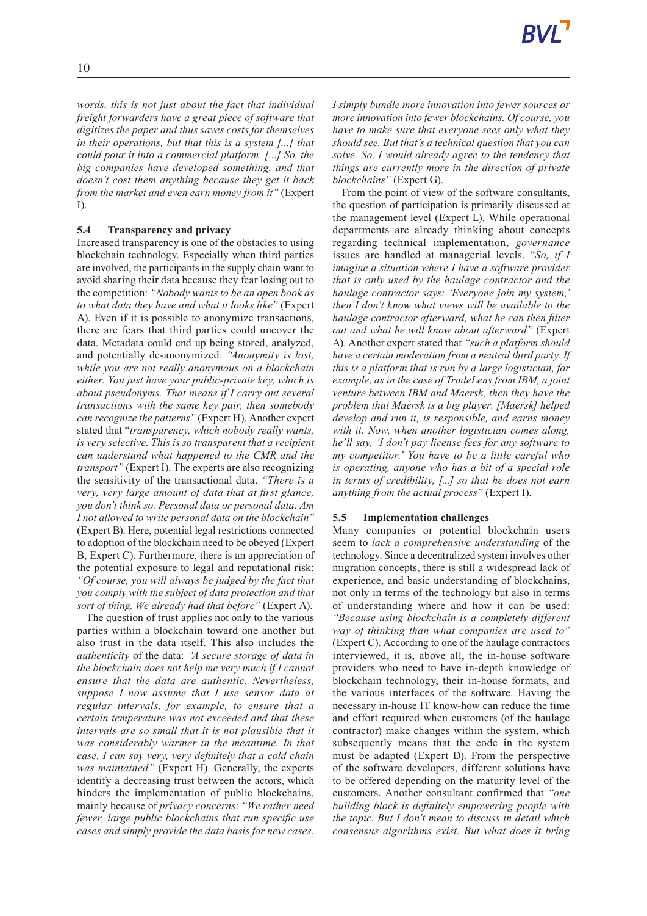*words, this is not just about the fact that individual freight forwarders have a great piece of software that digitizes the paper and thus saves costs for themselves in their operations, but that this is a system [...] that could pour it into a commercial platform. [...] So, the big companies have developed something, and that doesn't cost them anything because they get it back from the market and even earn money from it"* (Expert I).

### 5.4 Transparency and privacy

Increased transparency is one of the obstacles to using blockchain technology. Especially when third parties are involved, the participants in the supply chain want to avoid sharing their data because they fear losing out to the competition: *"Nobody wants to be an open book as to what data they have and what it looks like"* (Expert A). Even if it is possible to anonymize transactions, there are fears that third parties could uncover the data. Metadata could end up being stored, analyzed, and potentially de-anonymized: *"Anonymity is lost, while you are not really anonymous on a blockchain either. You just have your public-private key, which is about pseudonyms. That means if I carry out several transactions with the same key pair, then somebody can recognize the patterns"* (Expert H). Another expert stated that "*transparency, which nobody really wants, is very selective. This is so transparent that a recipient can understand what happened to the CMR and the transport"* (Expert I). The experts are also recognizing the sensitivity of the transactional data. *"There is a very, very large amount of data that at first glance, you don't think so. Personal data or personal data. Am I not allowed to write personal data on the blockchain"* (Expert B). Here, potential legal restrictions connected to adoption of the blockchain need to be obeyed (Expert B, Expert C). Furthermore, there is an appreciation of the potential exposure to legal and reputational risk: *"Of course, you will always be judged by the fact that you comply with the subject of data protection and that sort of thing. We already had that before"* (Expert A).

The question of trust applies not only to the various parties within a blockchain toward one another but also trust in the data itself. This also includes the *authenticity* of the data: *"A secure storage of data in the blockchain does not help me very much if I cannot ensure that the data are authentic. Nevertheless, suppose I now assume that I use sensor data at regular intervals, for example, to ensure that a certain temperature was not exceeded and that these intervals are so small that it is not plausible that it was considerably warmer in the meantime. In that case, I can say very, very definitely that a cold chain was maintained"* (Expert H). Generally, the experts identify a decreasing trust between the actors, which hinders the implementation of public blockchains, mainly because of *privacy concerns*: *"We rather need fewer, large public blockchains that run specific use cases and simply provide the data basis for new cases. I simply bundle more innovation into fewer sources or more innovation into fewer blockchains. Of course, you have to make sure that everyone sees only what they should see. But that's a technical question that you can solve. So, I would already agree to the tendency that things are currently more in the direction of private blockchains"* (Expert G).

From the point of view of the software consultants, the question of participation is primarily discussed at the management level (Expert L). While operational departments are already thinking about concepts regarding technical implementation, *governance* issues are handled at managerial levels. "*So, if I imagine a situation where I have a software provider that is only used by the haulage contractor and the haulage contractor says: 'Everyone join my system,' then I don't know what views will be available to the haulage contractor afterward, what he can then filter out and what he will know about afterward"* (Expert A). Another expert stated that *"such a platform should have a certain moderation from a neutral third party. If this is a platform that is run by a large logistician, for example, as in the case of TradeLens from IBM, a joint venture between IBM and Maersk, then they have the problem that Maersk is a big player. [Maersk] helped develop and run it, is responsible, and earns money with it. Now, when another logistician comes along, he'll say, 'I don't pay license fees for any software to my competitor.' You have to be a little careful who is operating, anyone who has a bit of a special role in terms of credibility, [...] so that he does not earn anything from the actual process"* (Expert I).

### 5.5 Implementation challenges

Many companies or potential blockchain users seem to *lack a comprehensive understanding* of the technology. Since a decentralized system involves other migration concepts, there is still a widespread lack of experience, and basic understanding of blockchains, not only in terms of the technology but also in terms of understanding where and how it can be used: *"Because using blockchain is a completely different way of thinking than what companies are used to"* (Expert C). According to one of the haulage contractors interviewed, it is, above all, the in-house software providers who need to have in-depth knowledge of blockchain technology, their in-house formats, and the various interfaces of the software. Having the necessary in-house IT know-how can reduce the time and effort required when customers (of the haulage contractor) make changes within the system, which subsequently means that the code in the system must be adapted (Expert D). From the perspective of the software developers, different solutions have to be offered depending on the maturity level of the customers. Another consultant confirmed that *"one building block is definitely empowering people with the topic. But I don't mean to discuss in detail which consensus algorithms exist. But what does it bring*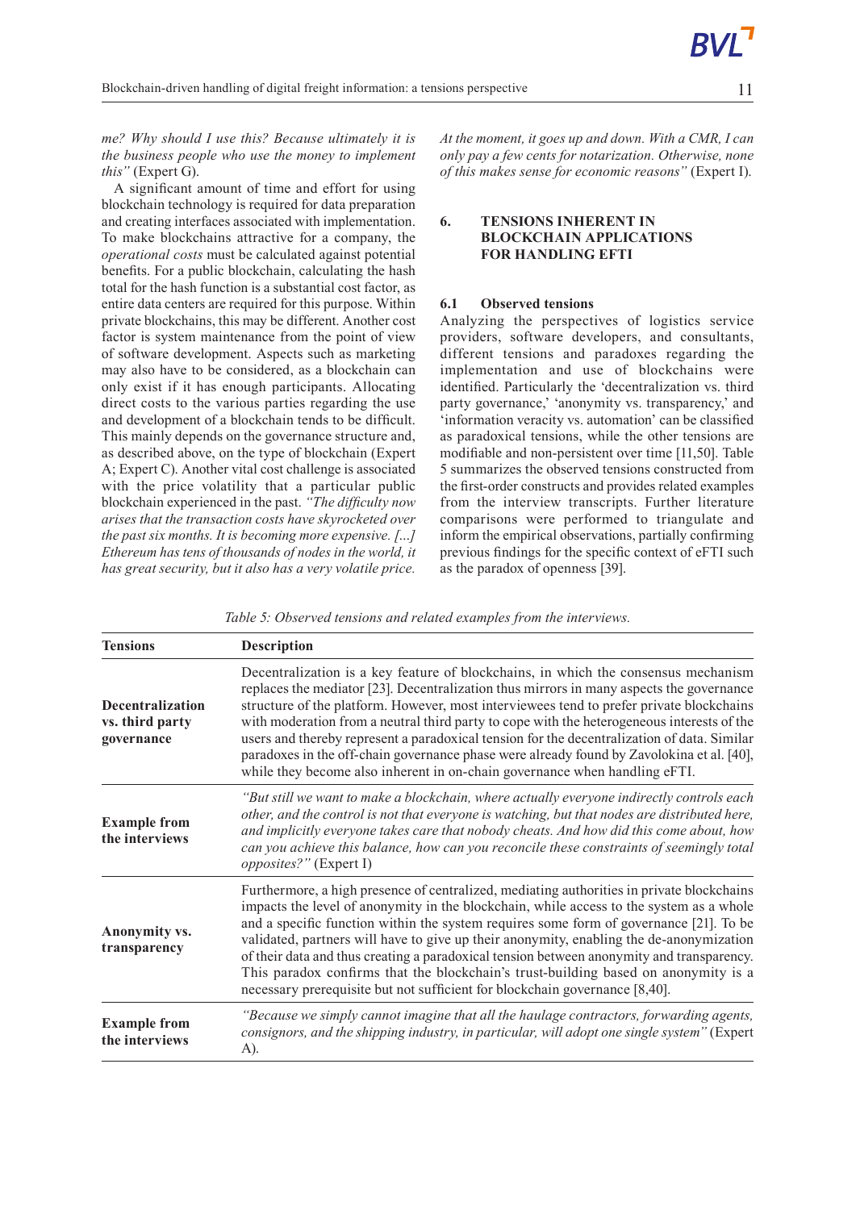*me? Why should I use this? Because ultimately it is the business people who use the money to implement this"* (Expert G).

A significant amount of time and effort for using blockchain technology is required for data preparation and creating interfaces associated with implementation. To make blockchains attractive for a company, the *operational costs* must be calculated against potential benefits. For a public blockchain, calculating the hash total for the hash function is a substantial cost factor, as entire data centers are required for this purpose. Within private blockchains, this may be different. Another cost factor is system maintenance from the point of view of software development. Aspects such as marketing may also have to be considered, as a blockchain can only exist if it has enough participants. Allocating direct costs to the various parties regarding the use and development of a blockchain tends to be difficult. This mainly depends on the governance structure and, as described above, on the type of blockchain (Expert A; Expert C). Another vital cost challenge is associated with the price volatility that a particular public blockchain experienced in the past. *"The difficulty now arises that the transaction costs have skyrocketed over the past six months. It is becoming more expensive. [...] Ethereum has tens of thousands of nodes in the world, it has great security, but it also has a very volatile price. At the moment, it goes up and down. With a CMR, I can only pay a few cents for notarization. Otherwise, none of this makes sense for economic reasons"* (Expert I).

## 6. TENSIONS INHERENT IN BLOCKCHAIN APPLICATIONS FOR HANDLING EFTI

### 6.1 Observed tensions

Analyzing the perspectives of logistics service providers, software developers, and consultants, different tensions and paradoxes regarding the implementation and use of blockchains were identified. Particularly the 'decentralization vs. third party governance,' 'anonymity vs. transparency,' and 'information veracity vs. automation' can be classified as paradoxical tensions, while the other tensions are modifiable and non-persistent over time [11,50]. Table 5 summarizes the observed tensions constructed from the first-order constructs and provides related examples from the interview transcripts. Further literature comparisons were performed to triangulate and inform the empirical observations, partially confirming previous findings for the specific context of eFTI such as the paradox of openness [39].

*Table 5: Observed tensions and related examples from the interviews.*

| **Tensions** | **Description** |
|---|---|
| **Decentralization vs. third party governance** | Decentralization is a key feature of blockchains, in which the consensus mechanism replaces the mediator [23]. Decentralization thus mirrors in many aspects the governance structure of the platform. However, most interviewees tend to prefer private blockchains with moderation from a neutral third party to cope with the heterogeneous interests of the users and thereby represent a paradoxical tension for the decentralization of data. Similar paradoxes in the off-chain governance phase were already found by Zavolokina et al. [40], while they become also inherent in on-chain governance when handling eFTI. |
| **Example from the interviews** | *"But still we want to make a blockchain, where actually everyone indirectly controls each other, and the control is not that everyone is watching, but that nodes are distributed here, and implicitly everyone takes care that nobody cheats. And how did this come about, how can you achieve this balance, how can you reconcile these constraints of seemingly total opposites?"* (Expert I) |
| **Anonymity vs. transparency** | Furthermore, a high presence of centralized, mediating authorities in private blockchains impacts the level of anonymity in the blockchain, while access to the system as a whole and a specific function within the system requires some form of governance [21]. To be validated, partners will have to give up their anonymity, enabling the de-anonymization of their data and thus creating a paradoxical tension between anonymity and transparency. This paradox confirms that the blockchain's trust-building based on anonymity is a necessary prerequisite but not sufficient for blockchain governance [8,40]. |
| **Example from the interviews** | *"Because we simply cannot imagine that all the haulage contractors, forwarding agents, consignors, and the shipping industry, in particular, will adopt one single system"* (Expert A). |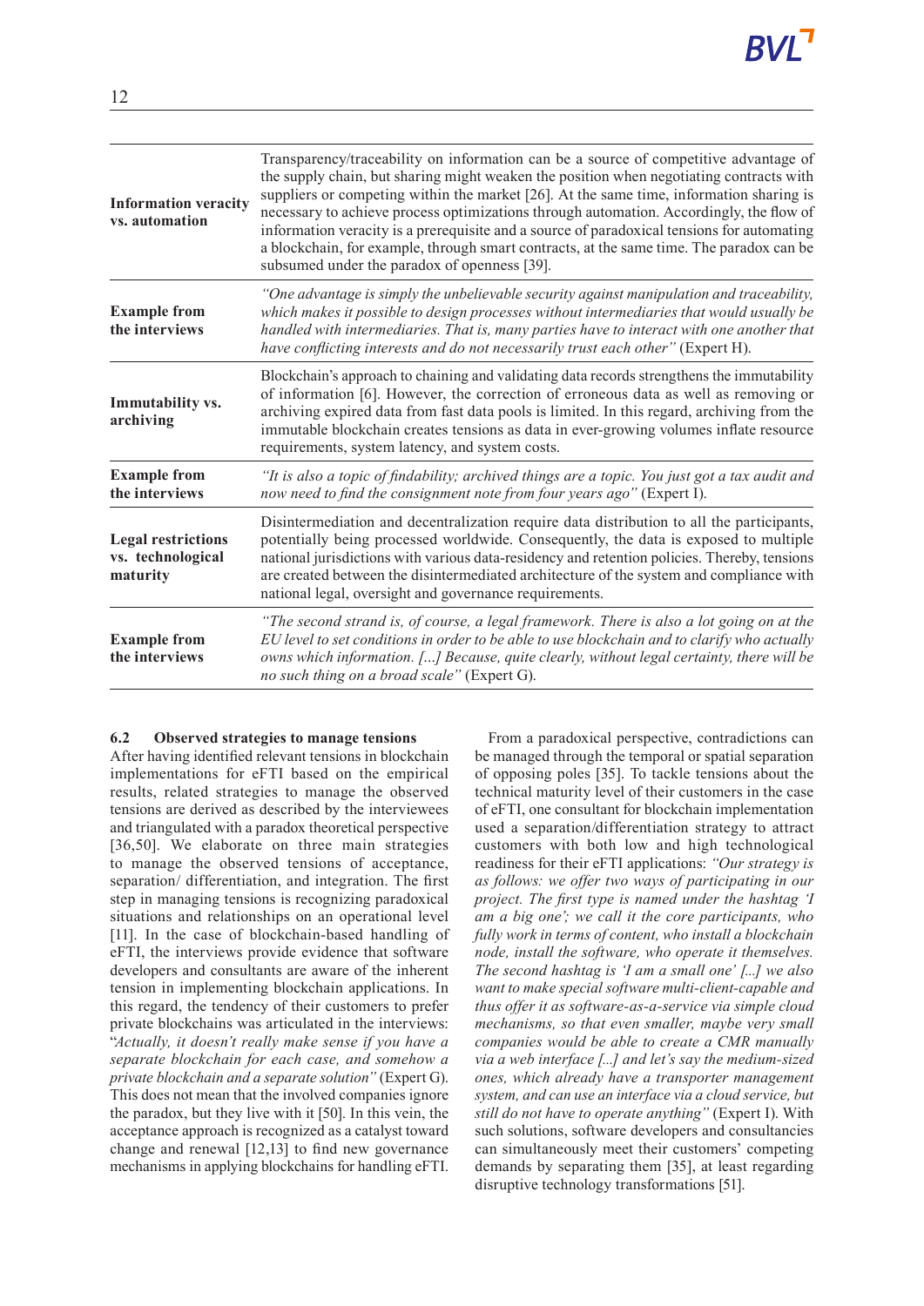| | |
|---|---|
| **Information veracity vs. automation** | Transparency/traceability on information can be a source of competitive advantage of the supply chain, but sharing might weaken the position when negotiating contracts with suppliers or competing within the market [26]. At the same time, information sharing is necessary to achieve process optimizations through automation. Accordingly, the flow of information veracity is a prerequisite and a source of paradoxical tensions for automating a blockchain, for example, through smart contracts, at the same time. The paradox can be subsumed under the paradox of openness [39]. |
| **Example from the interviews** | *"One advantage is simply the unbelievable security against manipulation and traceability, which makes it possible to design processes without intermediaries that would usually be handled with intermediaries. That is, many parties have to interact with one another that have conflicting interests and do not necessarily trust each other"* (Expert H). |
| **Immutability vs. archiving** | Blockchain's approach to chaining and validating data records strengthens the immutability of information [6]. However, the correction of erroneous data as well as removing or archiving expired data from fast data pools is limited. In this regard, archiving from the immutable blockchain creates tensions as data in ever-growing volumes inflate resource requirements, system latency, and system costs. |
| **Example from the interviews** | *"It is also a topic of findability; archived things are a topic. You just got a tax audit and now need to find the consignment note from four years ago"* (Expert I). |
| **Legal restrictions vs. technological maturity** | Disintermediation and decentralization require data distribution to all the participants, potentially being processed worldwide. Consequently, the data is exposed to multiple national jurisdictions with various data-residency and retention policies. Thereby, tensions are created between the disintermediated architecture of the system and compliance with national legal, oversight and governance requirements. |
| **Example from the interviews** | *"The second strand is, of course, a legal framework. There is also a lot going on at the EU level to set conditions in order to be able to use blockchain and to clarify who actually owns which information. [...] Because, quite clearly, without legal certainty, there will be no such thing on a broad scale"* (Expert G). |

### 6.2 Observed strategies to manage tensions

After having identified relevant tensions in blockchain implementations for eFTI based on the empirical results, related strategies to manage the observed tensions are derived as described by the interviewees and triangulated with a paradox theoretical perspective [36,50]. We elaborate on three main strategies to manage the observed tensions of acceptance, separation/ differentiation, and integration. The first step in managing tensions is recognizing paradoxical situations and relationships on an operational level [11]. In the case of blockchain-based handling of eFTI, the interviews provide evidence that software developers and consultants are aware of the inherent tension in implementing blockchain applications. In this regard, the tendency of their customers to prefer private blockchains was articulated in the interviews: "*Actually, it doesn't really make sense if you have a separate blockchain for each case, and somehow a private blockchain and a separate solution"* (Expert G). This does not mean that the involved companies ignore the paradox, but they live with it [50]. In this vein, the acceptance approach is recognized as a catalyst toward change and renewal [12,13] to find new governance mechanisms in applying blockchains for handling eFTI.

From a paradoxical perspective, contradictions can be managed through the temporal or spatial separation of opposing poles [35]. To tackle tensions about the technical maturity level of their customers in the case of eFTI, one consultant for blockchain implementation used a separation/differentiation strategy to attract customers with both low and high technological readiness for their eFTI applications: *"Our strategy is as follows: we offer two ways of participating in our project. The first type is named under the hashtag 'I am a big one'; we call it the core participants, who fully work in terms of content, who install a blockchain node, install the software, who operate it themselves. The second hashtag is 'I am a small one' [...] we also want to make special software multi-client-capable and thus offer it as software-as-a-service via simple cloud mechanisms, so that even smaller, maybe very small companies would be able to create a CMR manually via a web interface [...] and let's say the medium-sized ones, which already have a transporter management system, and can use an interface via a cloud service, but still do not have to operate anything"* (Expert I). With such solutions, software developers and consultancies can simultaneously meet their customers' competing demands by separating them [35], at least regarding disruptive technology transformations [51].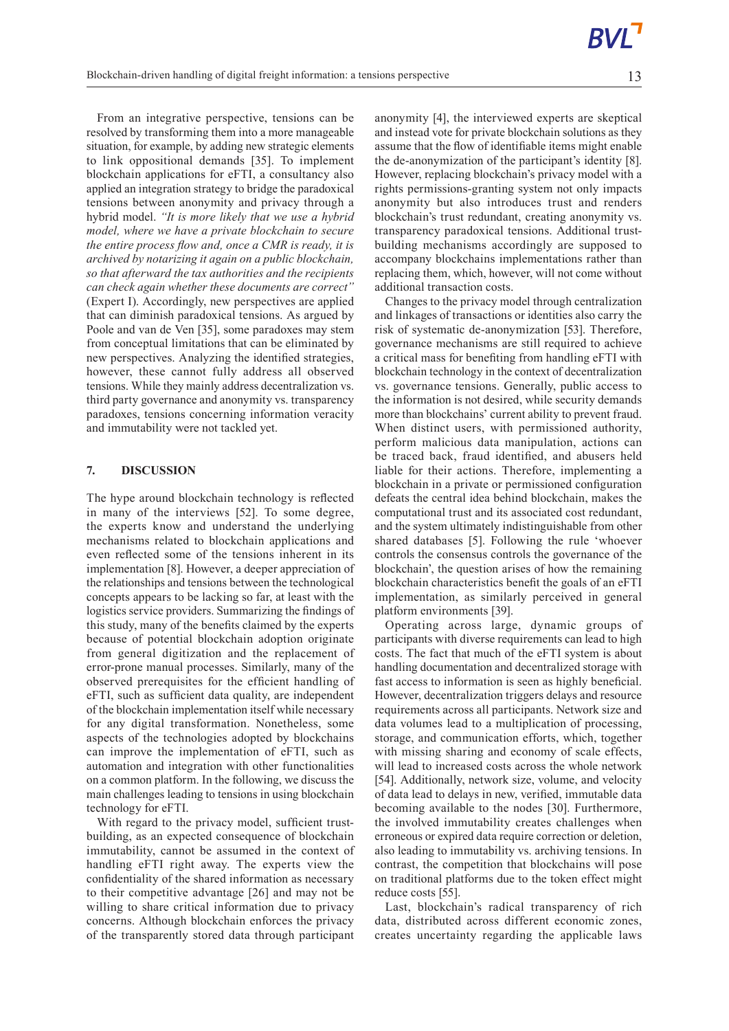From an integrative perspective, tensions can be resolved by transforming them into a more manageable situation, for example, by adding new strategic elements to link oppositional demands [35]. To implement blockchain applications for eFTI, a consultancy also applied an integration strategy to bridge the paradoxical tensions between anonymity and privacy through a hybrid model. *"It is more likely that we use a hybrid model, where we have a private blockchain to secure the entire process flow and, once a CMR is ready, it is archived by notarizing it again on a public blockchain, so that afterward the tax authorities and the recipients can check again whether these documents are correct"* (Expert I). Accordingly, new perspectives are applied that can diminish paradoxical tensions. As argued by Poole and van de Ven [35], some paradoxes may stem from conceptual limitations that can be eliminated by new perspectives. Analyzing the identified strategies, however, these cannot fully address all observed tensions. While they mainly address decentralization vs. third party governance and anonymity vs. transparency paradoxes, tensions concerning information veracity and immutability were not tackled yet.

## 7. DISCUSSION

The hype around blockchain technology is reflected in many of the interviews [52]. To some degree, the experts know and understand the underlying mechanisms related to blockchain applications and even reflected some of the tensions inherent in its implementation [8]. However, a deeper appreciation of the relationships and tensions between the technological concepts appears to be lacking so far, at least with the logistics service providers. Summarizing the findings of this study, many of the benefits claimed by the experts because of potential blockchain adoption originate from general digitization and the replacement of error-prone manual processes. Similarly, many of the observed prerequisites for the efficient handling of eFTI, such as sufficient data quality, are independent of the blockchain implementation itself while necessary for any digital transformation. Nonetheless, some aspects of the technologies adopted by blockchains can improve the implementation of eFTI, such as automation and integration with other functionalities on a common platform. In the following, we discuss the main challenges leading to tensions in using blockchain technology for eFTI.

With regard to the privacy model, sufficient trust-building, as an expected consequence of blockchain immutability, cannot be assumed in the context of handling eFTI right away. The experts view the confidentiality of the shared information as necessary to their competitive advantage [26] and may not be willing to share critical information due to privacy concerns. Although blockchain enforces the privacy of the transparently stored data through participant anonymity [4], the interviewed experts are skeptical and instead vote for private blockchain solutions as they assume that the flow of identifiable items might enable the de-anonymization of the participant's identity [8]. However, replacing blockchain's privacy model with a rights permissions-granting system not only impacts anonymity but also introduces trust and renders blockchain's trust redundant, creating anonymity vs. transparency paradoxical tensions. Additional trust-building mechanisms accordingly are supposed to accompany blockchains implementations rather than replacing them, which, however, will not come without additional transaction costs.

Changes to the privacy model through centralization and linkages of transactions or identities also carry the risk of systematic de-anonymization [53]. Therefore, governance mechanisms are still required to achieve a critical mass for benefiting from handling eFTI with blockchain technology in the context of decentralization vs. governance tensions. Generally, public access to the information is not desired, while security demands more than blockchains' current ability to prevent fraud. When distinct users, with permissioned authority, perform malicious data manipulation, actions can be traced back, fraud identified, and abusers held liable for their actions. Therefore, implementing a blockchain in a private or permissioned configuration defeats the central idea behind blockchain, makes the computational trust and its associated cost redundant, and the system ultimately indistinguishable from other shared databases [5]. Following the rule 'whoever controls the consensus controls the governance of the blockchain', the question arises of how the remaining blockchain characteristics benefit the goals of an eFTI implementation, as similarly perceived in general platform environments [39].

Operating across large, dynamic groups of participants with diverse requirements can lead to high costs. The fact that much of the eFTI system is about handling documentation and decentralized storage with fast access to information is seen as highly beneficial. However, decentralization triggers delays and resource requirements across all participants. Network size and data volumes lead to a multiplication of processing, storage, and communication efforts, which, together with missing sharing and economy of scale effects, will lead to increased costs across the whole network [54]. Additionally, network size, volume, and velocity of data lead to delays in new, verified, immutable data becoming available to the nodes [30]. Furthermore, the involved immutability creates challenges when erroneous or expired data require correction or deletion, also leading to immutability vs. archiving tensions. In contrast, the competition that blockchains will pose on traditional platforms due to the token effect might reduce costs [55].

Last, blockchain's radical transparency of rich data, distributed across different economic zones, creates uncertainty regarding the applicable laws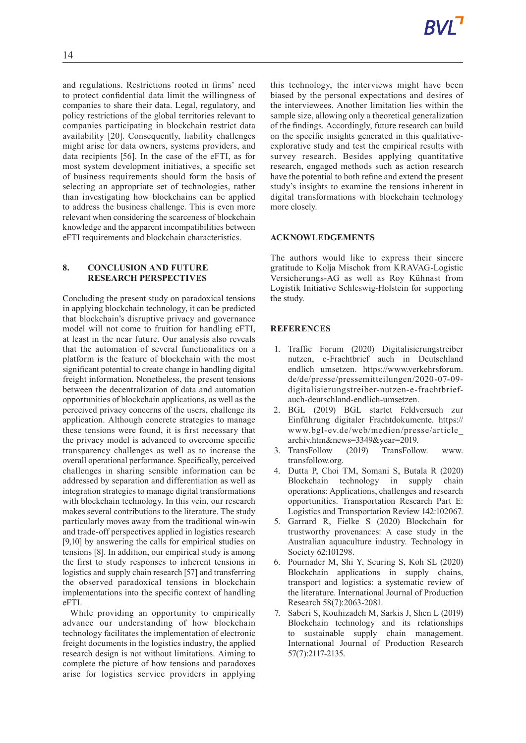and regulations. Restrictions rooted in firms' need to protect confidential data limit the willingness of companies to share their data. Legal, regulatory, and policy restrictions of the global territories relevant to companies participating in blockchain restrict data availability [20]. Consequently, liability challenges might arise for data owners, systems providers, and data recipients [56]. In the case of the eFTI, as for most system development initiatives, a specific set of business requirements should form the basis of selecting an appropriate set of technologies, rather than investigating how blockchains can be applied to address the business challenge. This is even more relevant when considering the scarceness of blockchain knowledge and the apparent incompatibilities between eFTI requirements and blockchain characteristics.

## 8. CONCLUSION AND FUTURE RESEARCH PERSPECTIVES

Concluding the present study on paradoxical tensions in applying blockchain technology, it can be predicted that blockchain's disruptive privacy and governance model will not come to fruition for handling eFTI, at least in the near future. Our analysis also reveals that the automation of several functionalities on a platform is the feature of blockchain with the most significant potential to create change in handling digital freight information. Nonetheless, the present tensions between the decentralization of data and automation opportunities of blockchain applications, as well as the perceived privacy concerns of the users, challenge its application. Although concrete strategies to manage these tensions were found, it is first necessary that the privacy model is advanced to overcome specific transparency challenges as well as to increase the overall operational performance. Specifically, perceived challenges in sharing sensible information can be addressed by separation and differentiation as well as integration strategies to manage digital transformations with blockchain technology. In this vein, our research makes several contributions to the literature. The study particularly moves away from the traditional win-win and trade-off perspectives applied in logistics research [9,10] by answering the calls for empirical studies on tensions [8]. In addition, our empirical study is among the first to study responses to inherent tensions in logistics and supply chain research [57] and transferring the observed paradoxical tensions in blockchain implementations into the specific context of handling eFTI.

While providing an opportunity to empirically advance our understanding of how blockchain technology facilitates the implementation of electronic freight documents in the logistics industry, the applied research design is not without limitations. Aiming to complete the picture of how tensions and paradoxes arise for logistics service providers in applying this technology, the interviews might have been biased by the personal expectations and desires of the interviewees. Another limitation lies within the sample size, allowing only a theoretical generalization of the findings. Accordingly, future research can build on the specific insights generated in this qualitative-explorative study and test the empirical results with survey research. Besides applying quantitative research, engaged methods such as action research have the potential to both refine and extend the present study's insights to examine the tensions inherent in digital transformations with blockchain technology more closely.

## ACKNOWLEDGEMENTS

The authors would like to express their sincere gratitude to Kolja Mischok from KRAVAG-Logistic Versicherungs-AG as well as Roy Kühnast from Logistik Initiative Schleswig-Holstein for supporting the study.

## REFERENCES

1. Traffic Forum (2020) Digitalisierungstreiber nutzen, e-Frachtbrief auch in Deutschland endlich umsetzen. https://www.verkehrsforum.de/de/presse/pressemitteilungen/2020-07-09-digitalisierungstreiber-nutzen-e-frachtbrief-auch-deutschland-endlich-umsetzen.
2. BGL (2019) BGL startet Feldversuch zur Einführung digitaler Frachtdokumente. https://www.bgl-ev.de/web/medien/presse/article_archiv.htm&news=3349&year=2019.
3. TransFollow (2019) TransFollow. www.transfollow.org.
4. Dutta P, Choi TM, Somani S, Butala R (2020) Blockchain technology in supply chain operations: Applications, challenges and research opportunities. Transportation Research Part E: Logistics and Transportation Review 142:102067.
5. Garrard R, Fielke S (2020) Blockchain for trustworthy provenances: A case study in the Australian aquaculture industry. Technology in Society 62:101298.
6. Pournader M, Shi Y, Seuring S, Koh SL (2020) Blockchain applications in supply chains, transport and logistics: a systematic review of the literature. International Journal of Production Research 58(7):2063-2081.
7. Saberi S, Kouhizadeh M, Sarkis J, Shen L (2019) Blockchain technology and its relationships to sustainable supply chain management. International Journal of Production Research 57(7):2117-2135.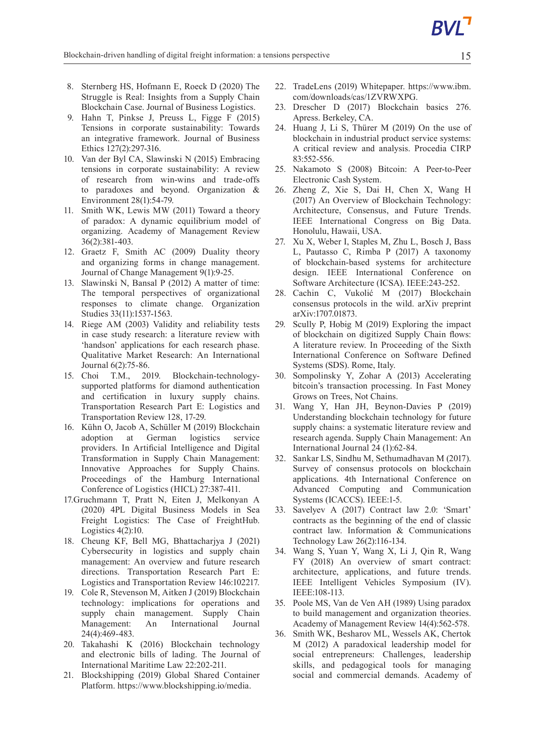8. Sternberg HS, Hofmann E, Roeck D (2020) The Struggle is Real: Insights from a Supply Chain Blockchain Case. Journal of Business Logistics.
9. Hahn T, Pinkse J, Preuss L, Figge F (2015) Tensions in corporate sustainability: Towards an integrative framework. Journal of Business Ethics 127(2):297-316.
10. Van der Byl CA, Slawinski N (2015) Embracing tensions in corporate sustainability: A review of research from win-wins and trade-offs to paradoxes and beyond. Organization & Environment 28(1):54-79.
11. Smith WK, Lewis MW (2011) Toward a theory of paradox: A dynamic equilibrium model of organizing. Academy of Management Review 36(2):381-403.
12. Graetz F, Smith AC (2009) Duality theory and organizing forms in change management. Journal of Change Management 9(1):9-25.
13. Slawinski N, Bansal P (2012) A matter of time: The temporal perspectives of organizational responses to climate change. Organization Studies 33(11):1537-1563.
14. Riege AM (2003) Validity and reliability tests in case study research: a literature review with 'handson' applications for each research phase. Qualitative Market Research: An International Journal 6(2):75-86.
15. Choi T.M., 2019. Blockchain-technology-supported platforms for diamond authentication and certification in luxury supply chains. Transportation Research Part E: Logistics and Transportation Review 128, 17-29.
16. Kühn O, Jacob A, Schüller M (2019) Blockchain adoption at German logistics service providers. In Artificial Intelligence and Digital Transformation in Supply Chain Management: Innovative Approaches for Supply Chains. Proceedings of the Hamburg International Conference of Logistics (HICL) 27:387-411.
17. Gruchmann T, Pratt N, Eiten J, Melkonyan A (2020) 4PL Digital Business Models in Sea Freight Logistics: The Case of FreightHub. Logistics 4(2):10.
18. Cheung KF, Bell MG, Bhattacharjya J (2021) Cybersecurity in logistics and supply chain management: An overview and future research directions. Transportation Research Part E: Logistics and Transportation Review 146:102217.
19. Cole R, Stevenson M, Aitken J (2019) Blockchain technology: implications for operations and supply chain management. Supply Chain Management: An International Journal 24(4):469-483.
20. Takahashi K (2016) Blockchain technology and electronic bills of lading. The Journal of International Maritime Law 22:202-211.
21. Blockshipping (2019) Global Shared Container Platform. https://www.blockshipping.io/media.
22. TradeLens (2019) Whitepaper. https://www.ibm.com/downloads/cas/1ZVRWXPG.
23. Drescher D (2017) Blockchain basics 276. Apress. Berkeley, CA.
24. Huang J, Li S, Thürer M (2019) On the use of blockchain in industrial product service systems: A critical review and analysis. Procedia CIRP 83:552-556.
25. Nakamoto S (2008) Bitcoin: A Peer-to-Peer Electronic Cash System.
26. Zheng Z, Xie S, Dai H, Chen X, Wang H (2017) An Overview of Blockchain Technology: Architecture, Consensus, and Future Trends. IEEE International Congress on Big Data. Honolulu, Hawaii, USA.
27. Xu X, Weber I, Staples M, Zhu L, Bosch J, Bass L, Pautasso C, Rimba P (2017) A taxonomy of blockchain-based systems for architecture design. IEEE International Conference on Software Architecture (ICSA). IEEE:243-252.
28. Cachin C, Vukolić M (2017) Blockchain consensus protocols in the wild. arXiv preprint arXiv:1707.01873.
29. Scully P, Hobig M (2019) Exploring the impact of blockchain on digitized Supply Chain flows: A literature review. In Proceeding of the Sixth International Conference on Software Defined Systems (SDS). Rome, Italy.
30. Sompolinsky Y, Zohar A (2013) Accelerating bitcoin's transaction processing. In Fast Money Grows on Trees, Not Chains.
31. Wang Y, Han JH, Beynon-Davies P (2019) Understanding blockchain technology for future supply chains: a systematic literature review and research agenda. Supply Chain Management: An International Journal 24 (1):62-84.
32. Sankar LS, Sindhu M, Sethumadhavan M (2017). Survey of consensus protocols on blockchain applications. 4th International Conference on Advanced Computing and Communication Systems (ICACCS). IEEE:1-5.
33. Savelyev A (2017) Contract law 2.0: 'Smart' contracts as the beginning of the end of classic contract law. Information & Communications Technology Law 26(2):116-134.
34. Wang S, Yuan Y, Wang X, Li J, Qin R, Wang FY (2018) An overview of smart contract: architecture, applications, and future trends. IEEE Intelligent Vehicles Symposium (IV). IEEE:108-113.
35. Poole MS, Van de Ven AH (1989) Using paradox to build management and organization theories. Academy of Management Review 14(4):562-578.
36. Smith WK, Besharov ML, Wessels AK, Chertok M (2012) A paradoxical leadership model for social entrepreneurs: Challenges, leadership skills, and pedagogical tools for managing social and commercial demands. Academy of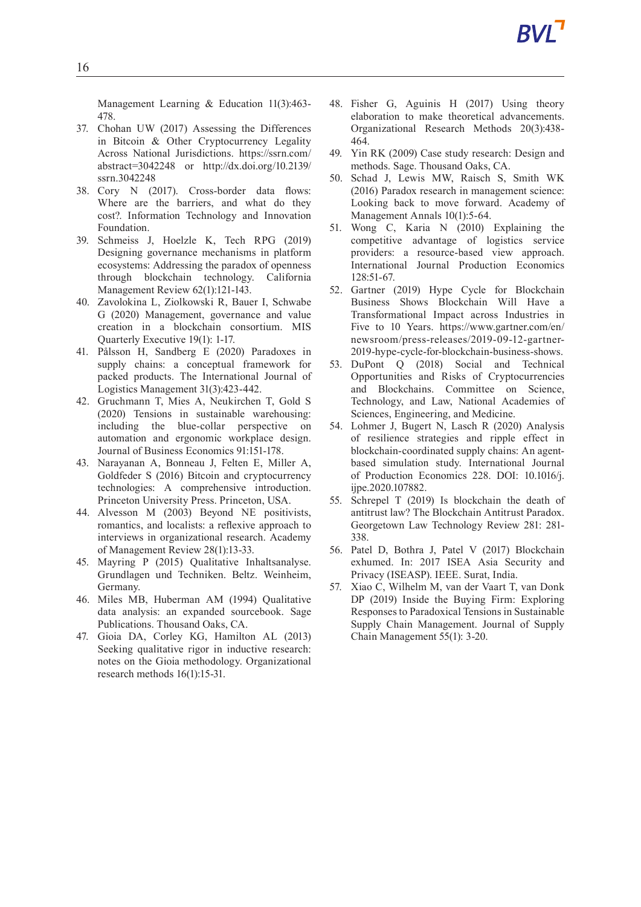Management Learning & Education 11(3):463-478.

37. Chohan UW (2017) Assessing the Differences in Bitcoin & Other Cryptocurrency Legality Across National Jurisdictions. https://ssrn.com/abstract=3042248 or http://dx.doi.org/10.2139/ssrn.3042248
38. Cory N (2017). Cross-border data flows: Where are the barriers, and what do they cost?. Information Technology and Innovation Foundation.
39. Schmeiss J, Hoelzle K, Tech RPG (2019) Designing governance mechanisms in platform ecosystems: Addressing the paradox of openness through blockchain technology. California Management Review 62(1):121-143.
40. Zavolokina L, Ziolkowski R, Bauer I, Schwabe G (2020) Management, governance and value creation in a blockchain consortium. MIS Quarterly Executive 19(1): 1-17.
41. Pålsson H, Sandberg E (2020) Paradoxes in supply chains: a conceptual framework for packed products. The International Journal of Logistics Management 31(3):423-442.
42. Gruchmann T, Mies A, Neukirchen T, Gold S (2020) Tensions in sustainable warehousing: including the blue-collar perspective on automation and ergonomic workplace design. Journal of Business Economics 91:151-178.
43. Narayanan A, Bonneau J, Felten E, Miller A, Goldfeder S (2016) Bitcoin and cryptocurrency technologies: A comprehensive introduction. Princeton University Press. Princeton, USA.
44. Alvesson M (2003) Beyond NE positivists, romantics, and localists: a reflexive approach to interviews in organizational research. Academy of Management Review 28(1):13-33.
45. Mayring P (2015) Qualitative Inhaltsanalyse. Grundlagen und Techniken. Beltz. Weinheim, Germany.
46. Miles MB, Huberman AM (1994) Qualitative data analysis: an expanded sourcebook. Sage Publications. Thousand Oaks, CA.
47. Gioia DA, Corley KG, Hamilton AL (2013) Seeking qualitative rigor in inductive research: notes on the Gioia methodology. Organizational research methods 16(1):15-31.
48. Fisher G, Aguinis H (2017) Using theory elaboration to make theoretical advancements. Organizational Research Methods 20(3):438-464.
49. Yin RK (2009) Case study research: Design and methods. Sage. Thousand Oaks, CA.
50. Schad J, Lewis MW, Raisch S, Smith WK (2016) Paradox research in management science: Looking back to move forward. Academy of Management Annals 10(1):5-64.
51. Wong C, Karia N (2010) Explaining the competitive advantage of logistics service providers: a resource-based view approach. International Journal Production Economics 128:51-67.
52. Gartner (2019) Hype Cycle for Blockchain Business Shows Blockchain Will Have a Transformational Impact across Industries in Five to 10 Years. https://www.gartner.com/en/newsroom/press-releases/2019-09-12-gartner-2019-hype-cycle-for-blockchain-business-shows.
53. DuPont Q (2018) Social and Technical Opportunities and Risks of Cryptocurrencies and Blockchains. Committee on Science, Technology, and Law, National Academies of Sciences, Engineering, and Medicine.
54. Lohmer J, Bugert N, Lasch R (2020) Analysis of resilience strategies and ripple effect in blockchain-coordinated supply chains: An agent-based simulation study. International Journal of Production Economics 228. DOI: 10.1016/j.ijpe.2020.107882.
55. Schrepel T (2019) Is blockchain the death of antitrust law? The Blockchain Antitrust Paradox. Georgetown Law Technology Review 281: 281-338.
56. Patel D, Bothra J, Patel V (2017) Blockchain exhumed. In: 2017 ISEA Asia Security and Privacy (ISEASP). IEEE. Surat, India.
57. Xiao C, Wilhelm M, van der Vaart T, van Donk DP (2019) Inside the Buying Firm: Exploring Responses to Paradoxical Tensions in Sustainable Supply Chain Management. Journal of Supply Chain Management 55(1): 3-20.